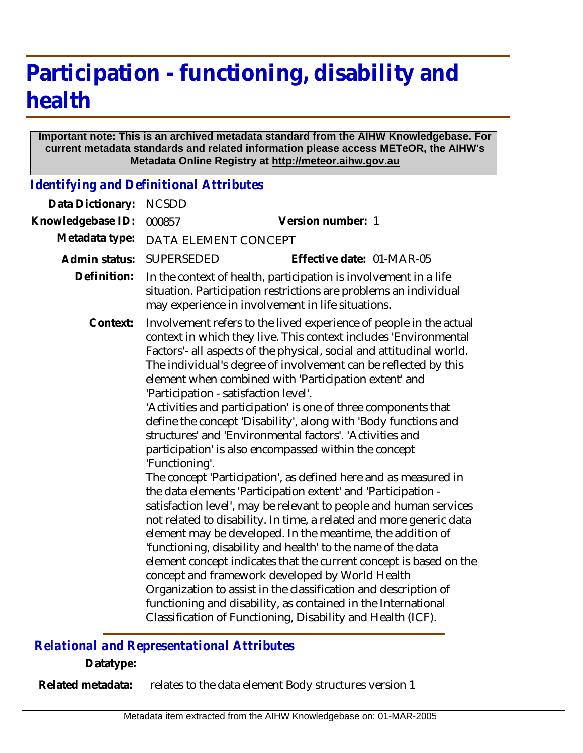# Participation - functioning, disability and health

**Important note: This is an archived metadata standard from the AIHW Knowledgebase. For current metadata standards and related information please access METeOR, the AIHW's Metadata Online Registry at http://meteor.aihw.gov.au**

## *Identifying and Definitional Attributes*

**Data Dictionary:** NCSDD

**Knowledgebase ID:** 000857 **Version number:** 1

**Metadata type:** DATA ELEMENT CONCEPT

**Admin status:** SUPERSEDED **Effective date:** 01-MAR-05

**Definition:** In the context of health, participation is involvement in a life situation. Participation restrictions are problems an individual may experience in involvement in life situations.

**Context:** Involvement refers to the lived experience of people in the actual context in which they live. This context includes 'Environmental Factors'- all aspects of the physical, social and attitudinal world. The individual's degree of involvement can be reflected by this element when combined with 'Participation extent' and 'Participation - satisfaction level'.

'Activities and participation' is one of three components that define the concept 'Disability', along with 'Body functions and structures' and 'Environmental factors'. 'Activities and participation' is also encompassed within the concept 'Functioning'.

The concept 'Participation', as defined here and as measured in the data elements 'Participation extent' and 'Participation - satisfaction level', may be relevant to people and human services not related to disability. In time, a related and more generic data element may be developed. In the meantime, the addition of 'functioning, disability and health' to the name of the data element concept indicates that the current concept is based on the concept and framework developed by World Health Organization to assist in the classification and description of functioning and disability, as contained in the International Classification of Functioning, Disability and Health (ICF).

## *Relational and Representational Attributes*

**Datatype:**

**Related metadata:** relates to the data element Body structures version 1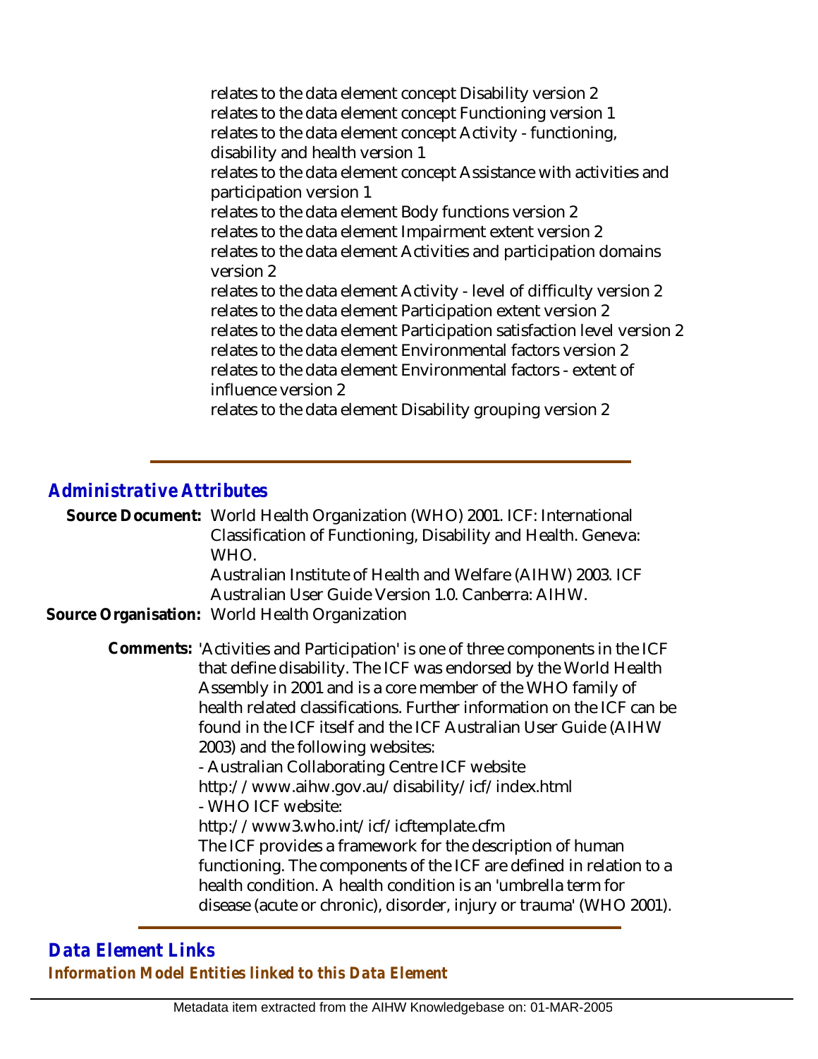relates to the data element concept Disability version 2
relates to the data element concept Functioning version 1
relates to the data element concept Activity - functioning, disability and health version 1
relates to the data element concept Assistance with activities and participation version 1
relates to the data element Body functions version 2
relates to the data element Impairment extent version 2
relates to the data element Activities and participation domains version 2
relates to the data element Activity - level of difficulty version 2
relates to the data element Participation extent version 2
relates to the data element Participation satisfaction level version 2
relates to the data element Environmental factors version 2
relates to the data element Environmental factors - extent of influence version 2
relates to the data element Disability grouping version 2

## *Administrative Attributes*

**Source Document:** World Health Organization (WHO) 2001. ICF: International Classification of Functioning, Disability and Health. Geneva: WHO.
Australian Institute of Health and Welfare (AIHW) 2003. ICF Australian User Guide Version 1.0. Canberra: AIHW.

**Source Organisation:** World Health Organization

**Comments:** 'Activities and Participation' is one of three components in the ICF that define disability. The ICF was endorsed by the World Health Assembly in 2001 and is a core member of the WHO family of health related classifications. Further information on the ICF can be found in the ICF itself and the ICF Australian User Guide (AIHW 2003) and the following websites:
- Australian Collaborating Centre ICF website
http://www.aihw.gov.au/disability/icf/index.html
- WHO ICF website:
http://www3.who.int/icf/icftemplate.cfm
The ICF provides a framework for the description of human functioning. The components of the ICF are defined in relation to a health condition. A health condition is an 'umbrella term for disease (acute or chronic), disorder, injury or trauma' (WHO 2001).

## *Data Element Links*

### *Information Model Entities linked to this Data Element*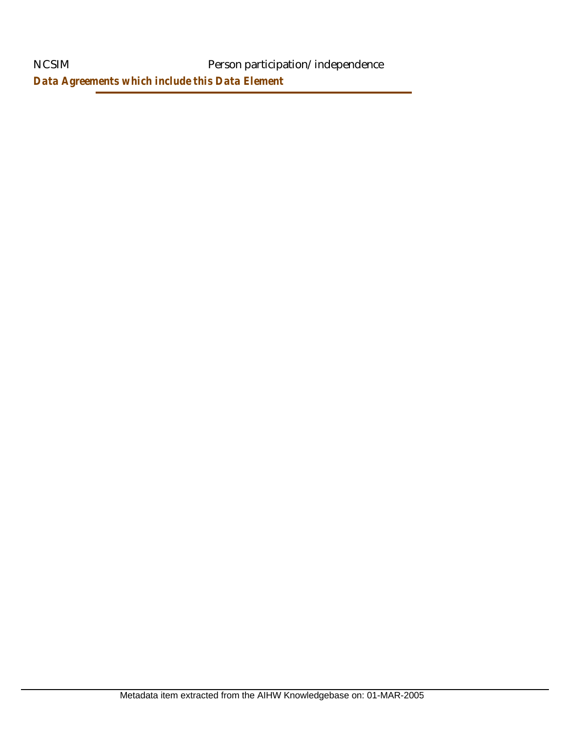| | |
|---|---|
| NCSIM | Person participation/independence |

### Data Agreements which include this Data Element